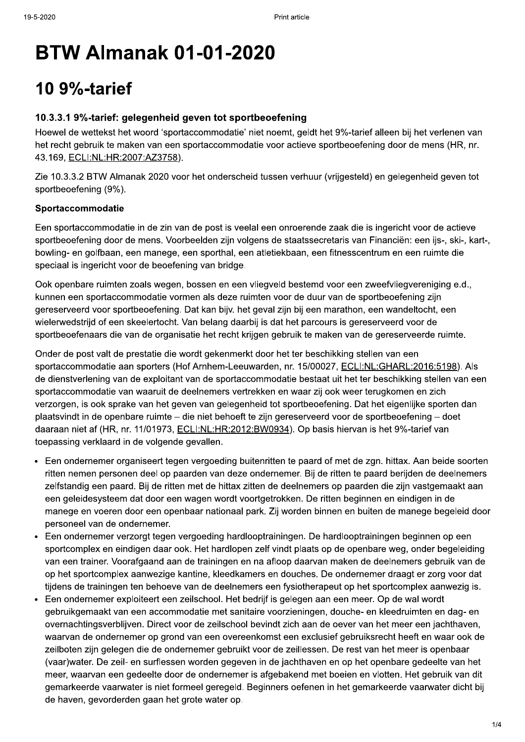# BTW Almanak 01-01-2020

## 10 9%-tarief

### 10.3.3.1 9%-tarief: gelegenheid geven tot sportbeoefening

Hoewel de wettekst het woord 'sportaccommodatie' niet noemt, geldt het 9%-tarief alleen bij het verlenen van het recht gebruik te maken van een sportaccommodatie voor actieve sportbeoefening door de mens (HR, nr. 43.169, ECLI:NL:HR:2007:AZ3758).

Zie 10.3.3.2 BTW Almanak 2020 voor het onderscheid tussen verhuur (vrijgesteld) en gelegenheid geven tot sportbeoefening (9%).

**Sportaccommodatie**

Een sportaccommodatie in de zin van de post is veelal een onroerende zaak die is ingericht voor de actieve sportbeoefening door de mens. Voorbeelden zijn volgens de staatssecretaris van Financiën: een ijs-, ski-, kart-, bowling- en golfbaan, een manege, een sporthal, een atletiekbaan, een fitnesscentrum en een ruimte die speciaal is ingericht voor de beoefening van bridge.

Ook openbare ruimten zoals wegen, bossen en een vliegveld bestemd voor een zweefvliegvereniging e.d., kunnen een sportaccommodatie vormen als deze ruimten voor de duur van de sportbeoefening zijn gereserveerd voor sportbeoefening. Dat kan bijv. het geval zijn bij een marathon, een wandeltocht, een wielerwedstrijd of een skeelertocht. Van belang daarbij is dat het parcours is gereserveerd voor de sportbeoefenaars die van de organisatie het recht krijgen gebruik te maken van de gereserveerde ruimte.

Onder de post valt de prestatie die wordt gekenmerkt door het ter beschikking stellen van een sportaccommodatie aan sporters (Hof Arnhem-Leeuwarden, nr. 15/00027, ECLI:NL:GHARL:2016:5198). Als de dienstverlening van de exploitant van de sportaccommodatie bestaat uit het ter beschikking stellen van een sportaccommodatie van waaruit de deelnemers vertrekken en waar zij ook weer terugkomen en zich verzorgen, is ook sprake van het geven van gelegenheid tot sportbeoefening. Dat het eigenlijke sporten dan plaatsvindt in de openbare ruimte – die niet behoeft te zijn gereserveerd voor de sportbeoefening – doet daaraan niet af (HR, nr. 11/01973, ECLI:NL:HR:2012:BW0934). Op basis hiervan is het 9%-tarief van toepassing verklaard in de volgende gevallen.

- Een ondernemer organiseert tegen vergoeding buitenritten te paard of met de zgn. hittax. Aan beide soorten ritten nemen personen deel op paarden van deze ondernemer. Bij de ritten te paard berijden de deelnemers zelfstandig een paard. Bij de ritten met de hittax zitten de deelnemers op paarden die zijn vastgemaakt aan een geleidesysteem dat door een wagen wordt voortgetrokken. De ritten beginnen en eindigen in de manege en voeren door een openbaar nationaal park. Zij worden binnen en buiten de manege begeleid door personeel van de ondernemer.
- Een ondernemer verzorgt tegen vergoeding hardlooptrainingen. De hardlooptrainingen beginnen op een sportcomplex en eindigen daar ook. Het hardlopen zelf vindt plaats op de openbare weg, onder begeleiding van een trainer. Voorafgaand aan de trainingen en na afloop daarvan maken de deelnemers gebruik van de op het sportcomplex aanwezige kantine, kleedkamers en douches. De ondernemer draagt er zorg voor dat tijdens de trainingen ten behoeve van de deelnemers een fysiotherapeut op het sportcomplex aanwezig is.
- Een ondernemer exploiteert een zeilschool. Het bedrijf is gelegen aan een meer. Op de wal wordt gebruikgemaakt van een accommodatie met sanitaire voorzieningen, douche- en kleedruimten en dag- en overnachtingsverblijven. Direct voor de zeilschool bevindt zich aan de oever van het meer een jachthaven, waarvan de ondernemer op grond van een overeenkomst een exclusief gebruiksrecht heeft en waar ook de zeilboten zijn gelegen die de ondernemer gebruikt voor de zeillessen. De rest van het meer is openbaar (vaar)water. De zeil- en surflessen worden gegeven in de jachthaven en op het openbare gedeelte van het meer, waarvan een gedeelte door de ondernemer is afgebakend met boeien en vlotten. Het gebruik van dit gemarkeerde vaarwater is niet formeel geregeld. Beginners oefenen in het gemarkeerde vaarwater dicht bij de haven, gevorderden gaan het grote water op.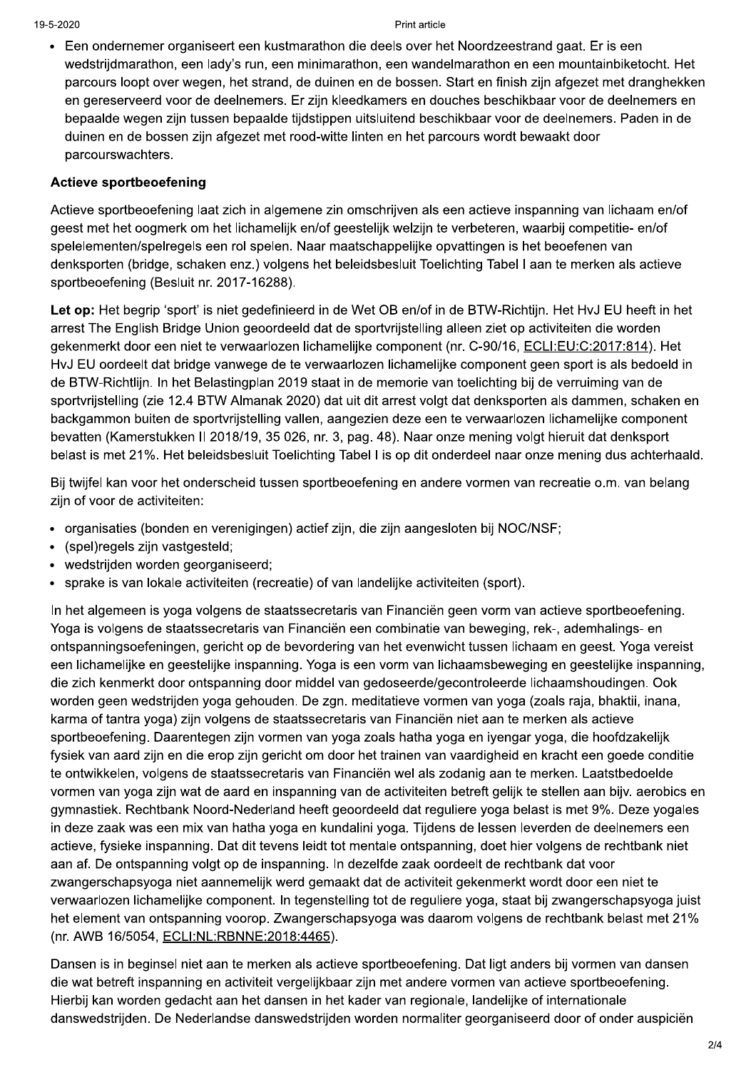- Een ondernemer organiseert een kustmarathon die deels over het Noordzeestrand gaat. Er is een wedstrijdmarathon, een lady's run, een minimarathon, een wandelmarathon en een mountainbiketocht. Het parcours loopt over wegen, het strand, de duinen en de bossen. Start en finish zijn afgezet met dranghekken en gereserveerd voor de deelnemers. Er zijn kleedkamers en douches beschikbaar voor de deelnemers en bepaalde wegen zijn tussen bepaalde tijdstippen uitsluitend beschikbaar voor de deelnemers. Paden in de duinen en de bossen zijn afgezet met rood-witte linten en het parcours wordt bewaakt door parcourswachters.

### Actieve sportbeoefening

Actieve sportbeoefening laat zich in algemene zin omschrijven als een actieve inspanning van lichaam en/of geest met het oogmerk om het lichamelijk en/of geestelijk welzijn te verbeteren, waarbij competitie- en/of spelelementen/spelregels een rol spelen. Naar maatschappelijke opvattingen is het beoefenen van denksporten (bridge, schaken enz.) volgens het beleidsbesluit Toelichting Tabel I aan te merken als actieve sportbeoefening (Besluit nr. 2017-16288).

**Let op:** Het begrip 'sport' is niet gedefinieerd in de Wet OB en/of in de BTW-Richtijn. Het HvJ EU heeft in het arrest The English Bridge Union geoordeeld dat de sportvrijstelling alleen ziet op activiteiten die worden gekenmerkt door een niet te verwaarlozen lichamelijke component (nr. C-90/16, ECLI:EU:C:2017:814). Het HvJ EU oordeelt dat bridge vanwege de te verwaarlozen lichamelijke component geen sport is als bedoeld in de BTW-Richtlijn. In het Belastingplan 2019 staat in de memorie van toelichting bij de verruiming van de sportvrijstelling (zie 12.4 BTW Almanak 2020) dat uit dit arrest volgt dat denksporten als dammen, schaken en backgammon buiten de sportvrijstelling vallen, aangezien deze een te verwaarlozen lichamelijke component bevatten (Kamerstukken II 2018/19, 35 026, nr. 3, pag. 48). Naar onze mening volgt hieruit dat denksport belast is met 21%. Het beleidsbesluit Toelichting Tabel I is op dit onderdeel naar onze mening dus achterhaald.

Bij twijfel kan voor het onderscheid tussen sportbeoefening en andere vormen van recreatie o.m. van belang zijn of voor de activiteiten:

- organisaties (bonden en verenigingen) actief zijn, die zijn aangesloten bij NOC/NSF;
- (spel)regels zijn vastgesteld;
- wedstrijden worden georganiseerd;
- sprake is van lokale activiteiten (recreatie) of van landelijke activiteiten (sport).

In het algemeen is yoga volgens de staatssecretaris van Financiën geen vorm van actieve sportbeoefening. Yoga is volgens de staatssecretaris van Financiën een combinatie van beweging, rek-, ademhalings- en ontspanningsoefeningen, gericht op de bevordering van het evenwicht tussen lichaam en geest. Yoga vereist een lichamelijke en geestelijke inspanning. Yoga is een vorm van lichaamsbeweging en geestelijke inspanning, die zich kenmerkt door ontspanning door middel van gedoseerde/gecontroleerde lichaamshoudingen. Ook worden geen wedstrijden yoga gehouden. De zgn. meditatieve vormen van yoga (zoals raja, bhaktii, inana, karma of tantra yoga) zijn volgens de staatssecretaris van Financiën niet aan te merken als actieve sportbeoefening. Daarentegen zijn vormen van yoga zoals hatha yoga en iyengar yoga, die hoofdzakelijk fysiek van aard zijn en die erop zijn gericht om door het trainen van vaardigheid en kracht een goede conditie te ontwikkelen, volgens de staatssecretaris van Financiën wel als zodanig aan te merken. Laatstbedoelde vormen van yoga zijn wat de aard en inspanning van de activiteiten betreft gelijk te stellen aan bijv. aerobics en gymnastiek. Rechtbank Noord-Nederland heeft geoordeeld dat reguliere yoga belast is met 9%. Deze yogales in deze zaak was een mix van hatha yoga en kundalini yoga. Tijdens de lessen leverden de deelnemers een actieve, fysieke inspanning. Dat dit tevens leidt tot mentale ontspanning, doet hier volgens de rechtbank niet aan af. De ontspanning volgt op de inspanning. In dezelfde zaak oordeelt de rechtbank dat voor zwangerschapsyoga niet aannemelijk werd gemaakt dat de activiteit gekenmerkt wordt door een niet te verwaarlozen lichamelijke component. In tegenstelling tot de reguliere yoga, staat bij zwangerschapsyoga juist het element van ontspanning voorop. Zwangerschapsyoga was daarom volgens de rechtbank belast met 21% (nr. AWB 16/5054, ECLI:NL:RBNNE:2018:4465).

Dansen is in beginsel niet aan te merken als actieve sportbeoefening. Dat ligt anders bij vormen van dansen die wat betreft inspanning en activiteit vergelijkbaar zijn met andere vormen van actieve sportbeoefening. Hierbij kan worden gedacht aan het dansen in het kader van regionale, landelijke of internationale danswedstrijden. De Nederlandse danswedstrijden worden normaliter georganiseerd door of onder auspiciën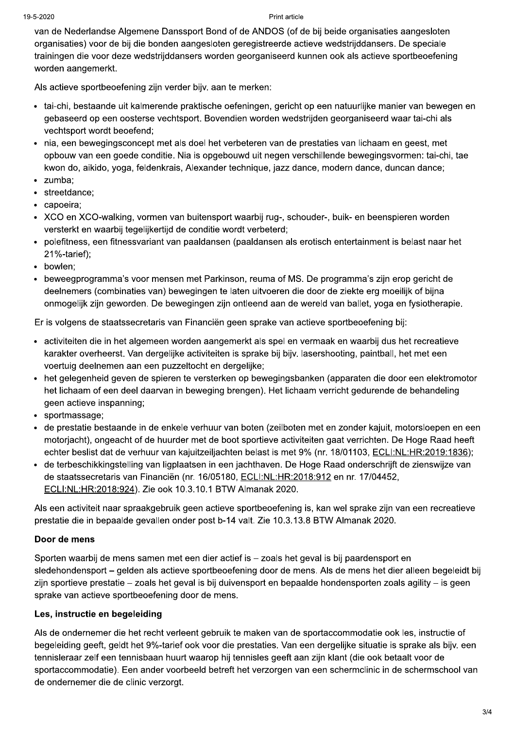van de Nederlandse Algemene Danssport Bond of de ANDOS (of de bij beide organisaties aangesloten organisaties) voor de bij die bonden aangesloten geregistreerde actieve wedstrijddansers. De speciale trainingen die voor deze wedstrijddansers worden georganiseerd kunnen ook als actieve sportbeoefening worden aangemerkt.

Als actieve sportbeoefening zijn verder bijv. aan te merken:

- tai-chi, bestaande uit kalmerende praktische oefeningen, gericht op een natuurlijke manier van bewegen en gebaseerd op een oosterse vechtsport. Bovendien worden wedstrijden georganiseerd waar tai-chi als vechtsport wordt beoefend;
- nia, een bewegingsconcept met als doel het verbeteren van de prestaties van lichaam en geest, met opbouw van een goede conditie. Nia is opgebouwd uit negen verschillende bewegingsvormen: tai-chi, tae kwon do, aikido, yoga, feldenkrais, Alexander technique, jazz dance, modern dance, duncan dance;
- zumba;
- streetdance;
- capoeira;
- XCO en XCO-walking, vormen van buitensport waarbij rug-, schouder-, buik- en beenspieren worden versterkt en waarbij tegelijkertijd de conditie wordt verbeterd;
- polefitness, een fitnessvariant van paaldansen (paaldansen als erotisch entertainment is belast naar het 21%-tarief);
- bowlen;
- beweegprogramma's voor mensen met Parkinson, reuma of MS. De programma's zijn erop gericht de deelnemers (combinaties van) bewegingen te laten uitvoeren die door de ziekte erg moeilijk of bijna onmogelijk zijn geworden. De bewegingen zijn ontleend aan de wereld van ballet, yoga en fysiotherapie.

Er is volgens de staatssecretaris van Financiën geen sprake van actieve sportbeoefening bij:

- activiteiten die in het algemeen worden aangemerkt als spel en vermaak en waarbij dus het recreatieve karakter overheerst. Van dergelijke activiteiten is sprake bij bijv. lasershooting, paintball, het met een voertuig deelnemen aan een puzzeltocht en dergelijke;
- het gelegenheid geven de spieren te versterken op bewegingsbanken (apparaten die door een elektromotor het lichaam of een deel daarvan in beweging brengen). Het lichaam verricht gedurende de behandeling geen actieve inspanning;
- sportmassage;
- de prestatie bestaande in de enkele verhuur van boten (zeilboten met en zonder kajuit, motorsloepen en een motorjacht), ongeacht of de huurder met de boot sportieve activiteiten gaat verrichten. De Hoge Raad heeft echter beslist dat de verhuur van kajuitzeiljachten belast is met 9% (nr. 18/01103, ECLI:NL:HR:2019:1836);
- de terbeschikkingstelling van ligplaatsen in een jachthaven. De Hoge Raad onderschrijft de zienswijze van de staatssecretaris van Financiën (nr. 16/05180, ECLI:NL:HR:2018:912 en nr. 17/04452, ECLI:NL:HR:2018:924). Zie ook 10.3.10.1 BTW Almanak 2020.

Als een activiteit naar spraakgebruik geen actieve sportbeoefening is, kan wel sprake zijn van een recreatieve prestatie die in bepaalde gevallen onder post b-14 valt. Zie 10.3.13.8 BTW Almanak 2020.

### Door de mens

Sporten waarbij de mens samen met een dier actief is – zoals het geval is bij paardensport en sledehondensport – gelden als actieve sportbeoefening door de mens. Als de mens het dier alleen begeleidt bij zijn sportieve prestatie – zoals het geval is bij duivensport en bepaalde hondensporten zoals agility – is geen sprake van actieve sportbeoefening door de mens.

### Les, instructie en begeleiding

Als de ondernemer die het recht verleent gebruik te maken van de sportaccommodatie ook les, instructie of begeleiding geeft, geldt het 9%-tarief ook voor die prestaties. Van een dergelijke situatie is sprake als bijv. een tennisleraar zelf een tennisbaan huurt waarop hij tennisles geeft aan zijn klant (die ook betaalt voor de sportaccommodatie). Een ander voorbeeld betreft het verzorgen van een schermclinic in de schermschool van de ondernemer die de clinic verzorgt.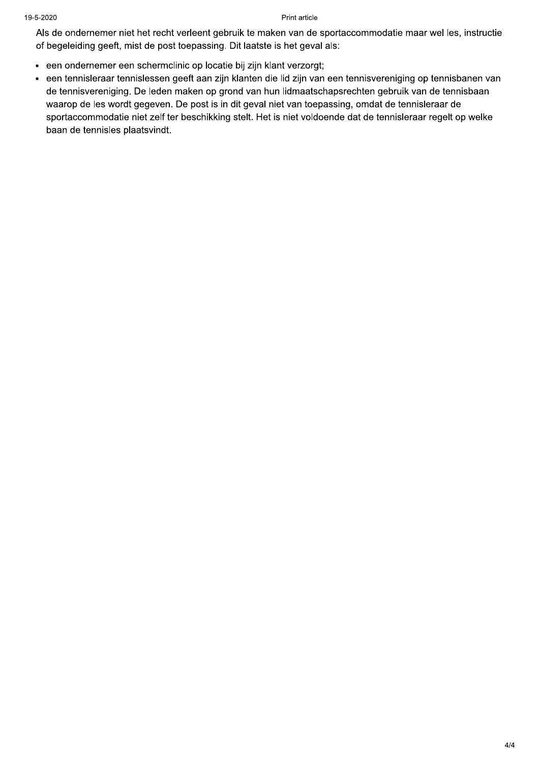Als de ondernemer niet het recht verleent gebruik te maken van de sportaccommodatie maar wel les, instructie of begeleiding geeft, mist de post toepassing. Dit laatste is het geval als:

- een ondernemer een schermclinic op locatie bij zijn klant verzorgt;
- een tennisleraar tennislessen geeft aan zijn klanten die lid zijn van een tennisvereniging op tennisbanen van de tennisvereniging. De leden maken op grond van hun lidmaatschapsrechten gebruik van de tennisbaan waarop de les wordt gegeven. De post is in dit geval niet van toepassing, omdat de tennisleraar de sportaccommodatie niet zelf ter beschikking stelt. Het is niet voldoende dat de tennisleraar regelt op welke baan de tennisles plaatsvindt.